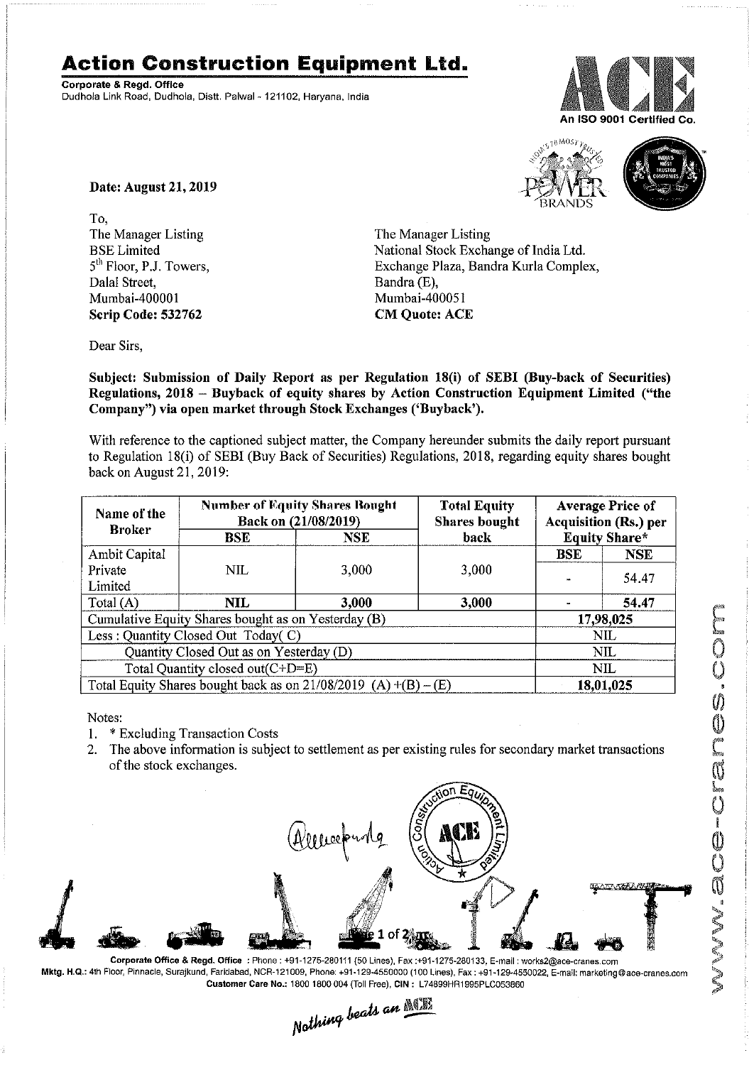# Action Construction Equipment Ltd.

**Corporate & Regd. Office**
Dudhola Link Road, Dudhola, Distt. Palwal - 121102, Haryana, India

An ISO 9001 Certified Co.

**Date: August 21, 2019**

To,

The Manager Listing
BSE Limited
5th Floor, P.J. Towers,
Dalal Street,
Mumbai-400001
**Scrip Code: 532762**

The Manager Listing
National Stock Exchange of India Ltd.
Exchange Plaza, Bandra Kurla Complex,
Bandra (E),
Mumbai-400051
**CM Quote: ACE**

Dear Sirs,

**Subject: Submission of Daily Report as per Regulation 18(i) of SEBI (Buy-back of Securities) Regulations, 2018 – Buyback of equity shares by Action Construction Equipment Limited ("the Company") via open market through Stock Exchanges ('Buyback').**

With reference to the captioned subject matter, the Company hereunder submits the daily report pursuant to Regulation 18(i) of SEBI (Buy Back of Securities) Regulations, 2018, regarding equity shares bought back on August 21, 2019:

| Name of the Broker | Number of Equity Shares Bought Back on (21/08/2019) | | Total Equity Shares bought back | Average Price of Acquisition (Rs.) per Equity Share* | |
|---|---|---|---|---|---|
| | BSE | NSE | | BSE | NSE |
| Ambit Capital Private Limited | NIL | 3,000 | 3,000 | - | 54.47 |
| Total (A) | **NIL** | **3,000** | **3,000** | **-** | **54.47** |
| Cumulative Equity Shares bought as on Yesterday (B) | | | | **17,98,025** | |
| Less : Quantity Closed Out Today( C) | | | | NIL | |
| Quantity Closed Out as on Yesterday (D) | | | | NIL | |
| Total Quantity closed out(C+D=E) | | | | NIL | |
| Total Equity Shares bought back as on 21/08/2019 (A) +(B) – (E) | | | | **18,01,025** | |

Notes:

1. * Excluding Transaction Costs
2. The above information is subject to settlement as per existing rules for secondary market transactions of the stock exchanges.

**Corporate Office & Regd. Office** : Phone : +91-1275-280111 (50 Lines), Fax :+91-1275-280133, E-mail : works2@ace-cranes.com
**Mktg. H.Q.:** 4th Floor, Pinnacle, Surajkund, Faridabad, NCR-121009, Phone: +91-129-4550000 (100 Lines), Fax : +91-129-4550022, E-mail: marketing@ace-cranes.com
**Customer Care No.:** 1800 1800 004 (Toll Free), **CIN :** L74899HR1995PLC053860

*Nothing beats an ACE*

www.ace-cranes.com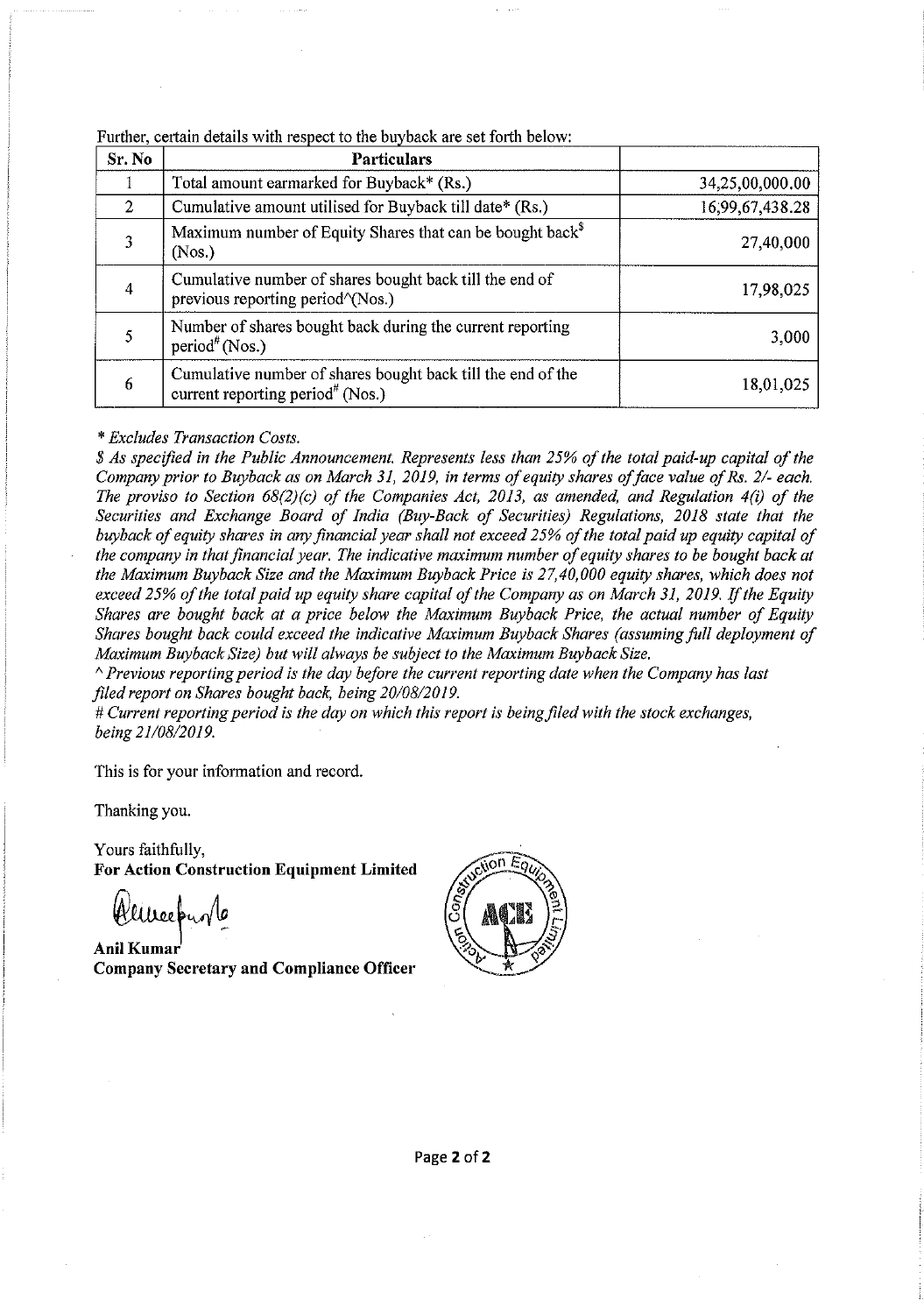Further, certain details with respect to the buyback are set forth below:

| Sr. No | Particulars | |
|---|---|---|
| 1 | Total amount earmarked for Buyback* (Rs.) | 34,25,00,000.00 |
| 2 | Cumulative amount utilised for Buyback till date* (Rs.) | 16,99,67,438.28 |
| 3 | Maximum number of Equity Shares that can be bought back$ (Nos.) | 27,40,000 |
| 4 | Cumulative number of shares bought back till the end of previous reporting period^(Nos.) | 17,98,025 |
| 5 | Number of shares bought back during the current reporting period# (Nos.) | 3,000 |
| 6 | Cumulative number of shares bought back till the end of the current reporting period# (Nos.) | 18,01,025 |

*\* Excludes Transaction Costs.*

*$ As specified in the Public Announcement. Represents less than 25% of the total paid-up capital of the Company prior to Buyback as on March 31, 2019, in terms of equity shares of face value of Rs. 2/- each. The proviso to Section 68(2)(c) of the Companies Act, 2013, as amended, and Regulation 4(i) of the Securities and Exchange Board of India (Buy-Back of Securities) Regulations, 2018 state that the buyback of equity shares in any financial year shall not exceed 25% of the total paid up equity capital of the company in that financial year. The indicative maximum number of equity shares to be bought back at the Maximum Buyback Size and the Maximum Buyback Price is 27,40,000 equity shares, which does not exceed 25% of the total paid up equity share capital of the Company as on March 31, 2019. If the Equity Shares are bought back at a price below the Maximum Buyback Price, the actual number of Equity Shares bought back could exceed the indicative Maximum Buyback Shares (assuming full deployment of Maximum Buyback Size) but will always be subject to the Maximum Buyback Size.*

*^ Previous reporting period is the day before the current reporting date when the Company has last filed report on Shares bought back, being 20/08/2019.*

*# Current reporting period is the day on which this report is being filed with the stock exchanges, being 21/08/2019.*

This is for your information and record.

Thanking you.

Yours faithfully,
**For Action Construction Equipment Limited**

**Anil Kumar**
**Company Secretary and Compliance Officer**